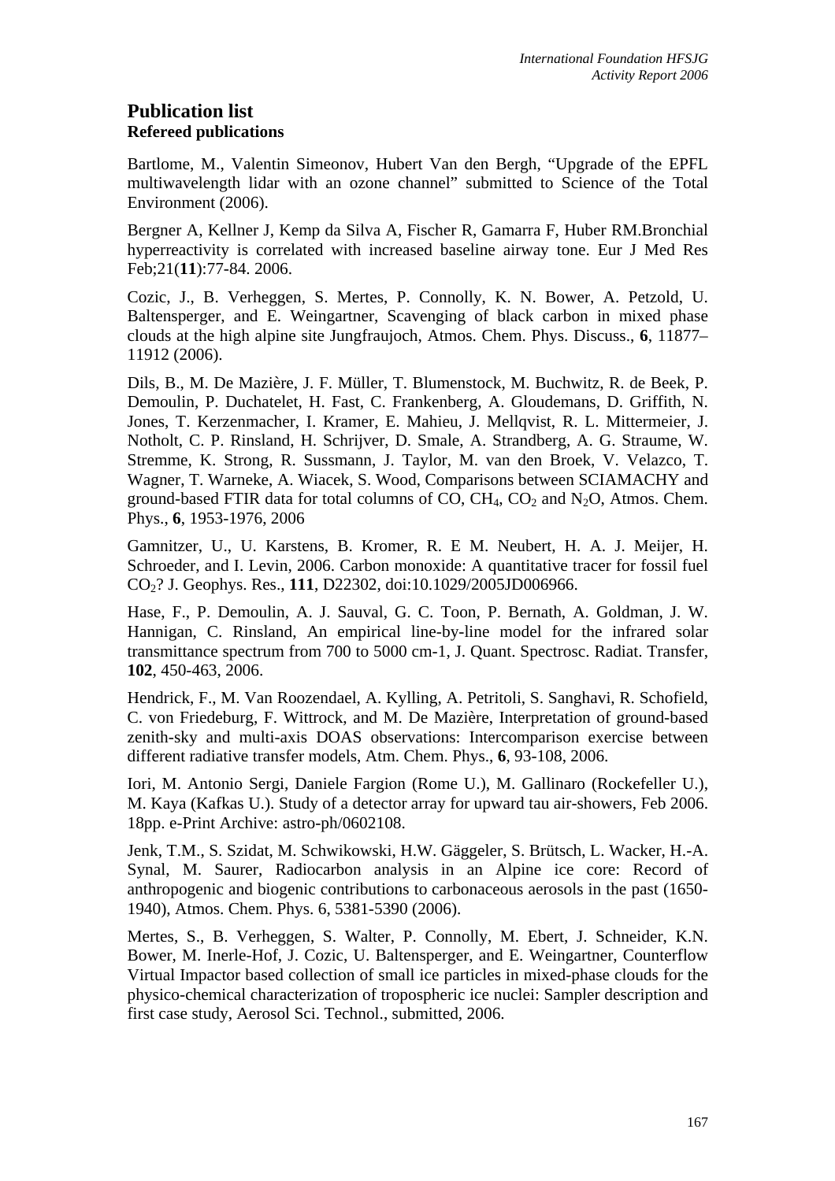# Publication list

## Refereed publications

Bartlome, M., Valentin Simeonov, Hubert Van den Bergh, "Upgrade of the EPFL multiwavelength lidar with an ozone channel" submitted to Science of the Total Environment (2006).

Bergner A, Kellner J, Kemp da Silva A, Fischer R, Gamarra F, Huber RM.Bronchial hyperreactivity is correlated with increased baseline airway tone. Eur J Med Res Feb;21(**11**):77-84. 2006.

Cozic, J., B. Verheggen, S. Mertes, P. Connolly, K. N. Bower, A. Petzold, U. Baltensperger, and E. Weingartner, Scavenging of black carbon in mixed phase clouds at the high alpine site Jungfraujoch, Atmos. Chem. Phys. Discuss., **6**, 11877–11912 (2006).

Dils, B., M. De Mazière, J. F. Müller, T. Blumenstock, M. Buchwitz, R. de Beek, P. Demoulin, P. Duchatelet, H. Fast, C. Frankenberg, A. Gloudemans, D. Griffith, N. Jones, T. Kerzenmacher, I. Kramer, E. Mahieu, J. Mellqvist, R. L. Mittermeier, J. Notholt, C. P. Rinsland, H. Schrijver, D. Smale, A. Strandberg, A. G. Straume, W. Stremme, K. Strong, R. Sussmann, J. Taylor, M. van den Broek, V. Velazco, T. Wagner, T. Warneke, A. Wiacek, S. Wood, Comparisons between SCIAMACHY and ground-based FTIR data for total columns of CO, $CH_4$, $CO_2$ and $N_2O$, Atmos. Chem. Phys., **6**, 1953-1976, 2006

Gamnitzer, U., U. Karstens, B. Kromer, R. E M. Neubert, H. A. J. Meijer, H. Schroeder, and I. Levin, 2006. Carbon monoxide: A quantitative tracer for fossil fuel $CO_2$? J. Geophys. Res., **111**, D22302, doi:10.1029/2005JD006966.

Hase, F., P. Demoulin, A. J. Sauval, G. C. Toon, P. Bernath, A. Goldman, J. W. Hannigan, C. Rinsland, An empirical line-by-line model for the infrared solar transmittance spectrum from 700 to 5000 cm-1, J. Quant. Spectrosc. Radiat. Transfer, **102**, 450-463, 2006.

Hendrick, F., M. Van Roozendael, A. Kylling, A. Petritoli, S. Sanghavi, R. Schofield, C. von Friedeburg, F. Wittrock, and M. De Mazière, Interpretation of ground-based zenith-sky and multi-axis DOAS observations: Intercomparison exercise between different radiative transfer models, Atm. Chem. Phys., **6**, 93-108, 2006.

Iori, M. Antonio Sergi, Daniele Fargion (Rome U.), M. Gallinaro (Rockefeller U.), M. Kaya (Kafkas U.). Study of a detector array for upward tau air-showers, Feb 2006. 18pp. e-Print Archive: astro-ph/0602108.

Jenk, T.M., S. Szidat, M. Schwikowski, H.W. Gäggeler, S. Brütsch, L. Wacker, H.-A. Synal, M. Saurer, Radiocarbon analysis in an Alpine ice core: Record of anthropogenic and biogenic contributions to carbonaceous aerosols in the past (1650-1940), Atmos. Chem. Phys. 6, 5381-5390 (2006).

Mertes, S., B. Verheggen, S. Walter, P. Connolly, M. Ebert, J. Schneider, K.N. Bower, M. Inerle-Hof, J. Cozic, U. Baltensperger, and E. Weingartner, Counterflow Virtual Impactor based collection of small ice particles in mixed-phase clouds for the physico-chemical characterization of tropospheric ice nuclei: Sampler description and first case study, Aerosol Sci. Technol., submitted, 2006.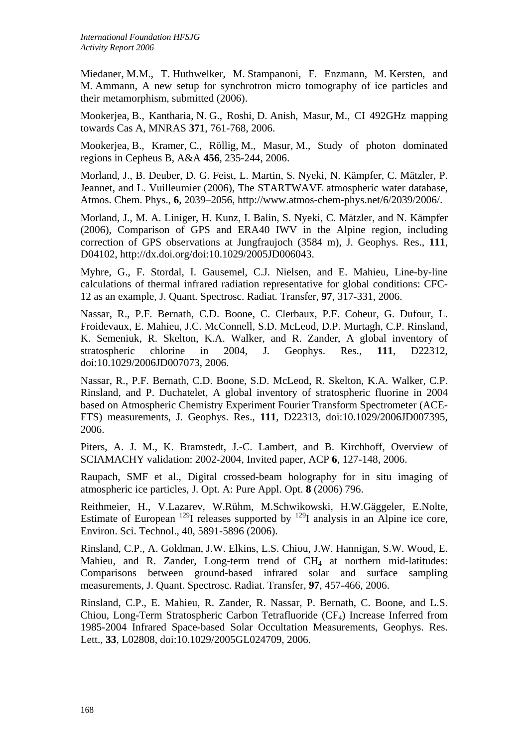Miedaner, M.M., T. Huthwelker, M. Stampanoni, F. Enzmann, M. Kersten, and M. Ammann, A new setup for synchrotron micro tomography of ice particles and their metamorphism, submitted (2006).

Mookerjea, B., Kantharia, N. G., Roshi, D. Anish, Masur, M., CI 492GHz mapping towards Cas A, MNRAS **371**, 761-768, 2006.

Mookerjea, B., Kramer, C., Röllig, M., Masur, M., Study of photon dominated regions in Cepheus B, A&A **456**, 235-244, 2006.

Morland, J., B. Deuber, D. G. Feist, L. Martin, S. Nyeki, N. Kämpfer, C. Mätzler, P. Jeannet, and L. Vuilleumier (2006), The STARTWAVE atmospheric water database, Atmos. Chem. Phys., **6**, 2039–2056, http://www.atmos-chem-phys.net/6/2039/2006/.

Morland, J., M. A. Liniger, H. Kunz, I. Balin, S. Nyeki, C. Mätzler, and N. Kämpfer (2006), Comparison of GPS and ERA40 IWV in the Alpine region, including correction of GPS observations at Jungfraujoch (3584 m), J. Geophys. Res., **111**, D04102, http://dx.doi.org/doi:10.1029/2005JD006043.

Myhre, G., F. Stordal, I. Gausemel, C.J. Nielsen, and E. Mahieu, Line-by-line calculations of thermal infrared radiation representative for global conditions: CFC-12 as an example, J. Quant. Spectrosc. Radiat. Transfer, **97**, 317-331, 2006.

Nassar, R., P.F. Bernath, C.D. Boone, C. Clerbaux, P.F. Coheur, G. Dufour, L. Froidevaux, E. Mahieu, J.C. McConnell, S.D. McLeod, D.P. Murtagh, C.P. Rinsland, K. Semeniuk, R. Skelton, K.A. Walker, and R. Zander, A global inventory of stratospheric chlorine in 2004, J. Geophys. Res., **111**, D22312, doi:10.1029/2006JD007073, 2006.

Nassar, R., P.F. Bernath, C.D. Boone, S.D. McLeod, R. Skelton, K.A. Walker, C.P. Rinsland, and P. Duchatelet, A global inventory of stratospheric fluorine in 2004 based on Atmospheric Chemistry Experiment Fourier Transform Spectrometer (ACE-FTS) measurements, J. Geophys. Res., **111**, D22313, doi:10.1029/2006JD007395, 2006.

Piters, A. J. M., K. Bramstedt, J.-C. Lambert, and B. Kirchhoff, Overview of SCIAMACHY validation: 2002-2004, Invited paper, ACP **6**, 127-148, 2006.

Raupach, SMF et al., Digital crossed-beam holography for in situ imaging of atmospheric ice particles, J. Opt. A: Pure Appl. Opt. **8** (2006) 796.

Reithmeier, H., V.Lazarev, W.Rühm, M.Schwikowski, H.W.Gäggeler, E.Nolte, Estimate of European $^{129}$I releases supported by $^{129}$I analysis in an Alpine ice core, Environ. Sci. Technol., 40, 5891-5896 (2006).

Rinsland, C.P., A. Goldman, J.W. Elkins, L.S. Chiou, J.W. Hannigan, S.W. Wood, E. Mahieu, and R. Zander, Long-term trend of $CH_4$ at northern mid-latitudes: Comparisons between ground-based infrared solar and surface sampling measurements, J. Quant. Spectrosc. Radiat. Transfer, **97**, 457-466, 2006.

Rinsland, C.P., E. Mahieu, R. Zander, R. Nassar, P. Bernath, C. Boone, and L.S. Chiou, Long-Term Stratospheric Carbon Tetrafluoride ($CF_4$) Increase Inferred from 1985-2004 Infrared Space-based Solar Occultation Measurements, Geophys. Res. Lett., **33**, L02808, doi:10.1029/2005GL024709, 2006.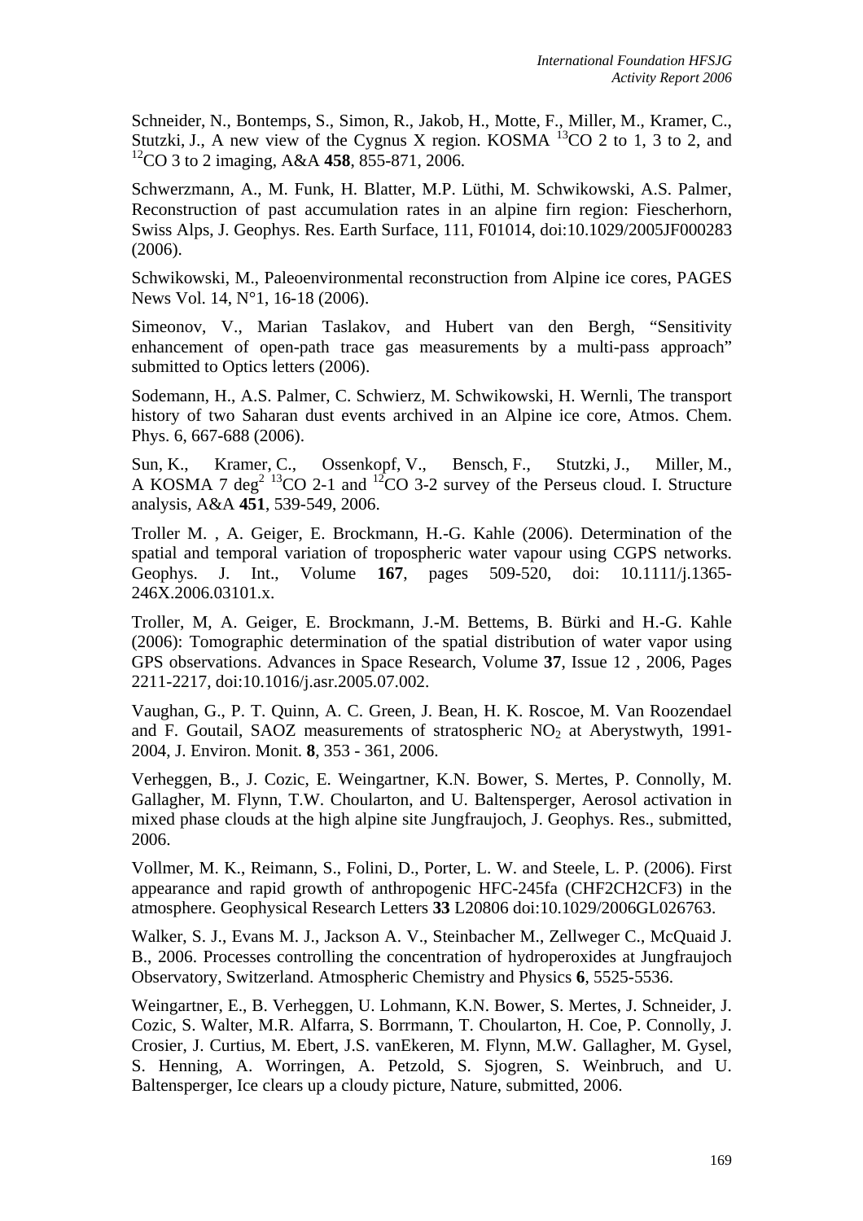Schneider, N., Bontemps, S., Simon, R., Jakob, H., Motte, F., Miller, M., Kramer, C., Stutzki, J., A new view of the Cygnus X region. KOSMA $^{13}CO$ 2 to 1, 3 to 2, and $^{12}CO$ 3 to 2 imaging, A&A **458**, 855-871, 2006.

Schwerzmann, A., M. Funk, H. Blatter, M.P. Lüthi, M. Schwikowski, A.S. Palmer, Reconstruction of past accumulation rates in an alpine firn region: Fiescherhorn, Swiss Alps, J. Geophys. Res. Earth Surface, 111, F01014, doi:10.1029/2005JF000283 (2006).

Schwikowski, M., Paleoenvironmental reconstruction from Alpine ice cores, PAGES News Vol. 14, N°1, 16-18 (2006).

Simeonov, V., Marian Taslakov, and Hubert van den Bergh, "Sensitivity enhancement of open-path trace gas measurements by a multi-pass approach" submitted to Optics letters (2006).

Sodemann, H., A.S. Palmer, C. Schwierz, M. Schwikowski, H. Wernli, The transport history of two Saharan dust events archived in an Alpine ice core, Atmos. Chem. Phys. 6, 667-688 (2006).

Sun, K., Kramer, C., Ossenkopf, V., Bensch, F., Stutzki, J., Miller, M., A KOSMA 7 $deg^2$ $^{13}CO$ 2-1 and $^{12}CO$ 3-2 survey of the Perseus cloud. I. Structure analysis, A&A **451**, 539-549, 2006.

Troller M. , A. Geiger, E. Brockmann, H.-G. Kahle (2006). Determination of the spatial and temporal variation of tropospheric water vapour using CGPS networks. Geophys. J. Int., Volume **167**, pages 509-520, doi: 10.1111/j.1365-246X.2006.03101.x.

Troller, M, A. Geiger, E. Brockmann, J.-M. Bettems, B. Bürki and H.-G. Kahle (2006): Tomographic determination of the spatial distribution of water vapor using GPS observations. Advances in Space Research, Volume **37**, Issue 12 , 2006, Pages 2211-2217, doi:10.1016/j.asr.2005.07.002.

Vaughan, G., P. T. Quinn, A. C. Green, J. Bean, H. K. Roscoe, M. Van Roozendael and F. Goutail, SAOZ measurements of stratospheric $NO_2$ at Aberystwyth, 1991-2004, J. Environ. Monit. **8**, 353 - 361, 2006.

Verheggen, B., J. Cozic, E. Weingartner, K.N. Bower, S. Mertes, P. Connolly, M. Gallagher, M. Flynn, T.W. Choularton, and U. Baltensperger, Aerosol activation in mixed phase clouds at the high alpine site Jungfraujoch, J. Geophys. Res., submitted, 2006.

Vollmer, M. K., Reimann, S., Folini, D., Porter, L. W. and Steele, L. P. (2006). First appearance and rapid growth of anthropogenic HFC-245fa (CHF2CH2CF3) in the atmosphere. Geophysical Research Letters **33** L20806 doi:10.1029/2006GL026763.

Walker, S. J., Evans M. J., Jackson A. V., Steinbacher M., Zellweger C., McQuaid J. B., 2006. Processes controlling the concentration of hydroperoxides at Jungfraujoch Observatory, Switzerland. Atmospheric Chemistry and Physics **6**, 5525-5536.

Weingartner, E., B. Verheggen, U. Lohmann, K.N. Bower, S. Mertes, J. Schneider, J. Cozic, S. Walter, M.R. Alfarra, S. Borrmann, T. Choularton, H. Coe, P. Connolly, J. Crosier, J. Curtius, M. Ebert, J.S. vanEkeren, M. Flynn, M.W. Gallagher, M. Gysel, S. Henning, A. Worringen, A. Petzold, S. Sjogren, S. Weinbruch, and U. Baltensperger, Ice clears up a cloudy picture, Nature, submitted, 2006.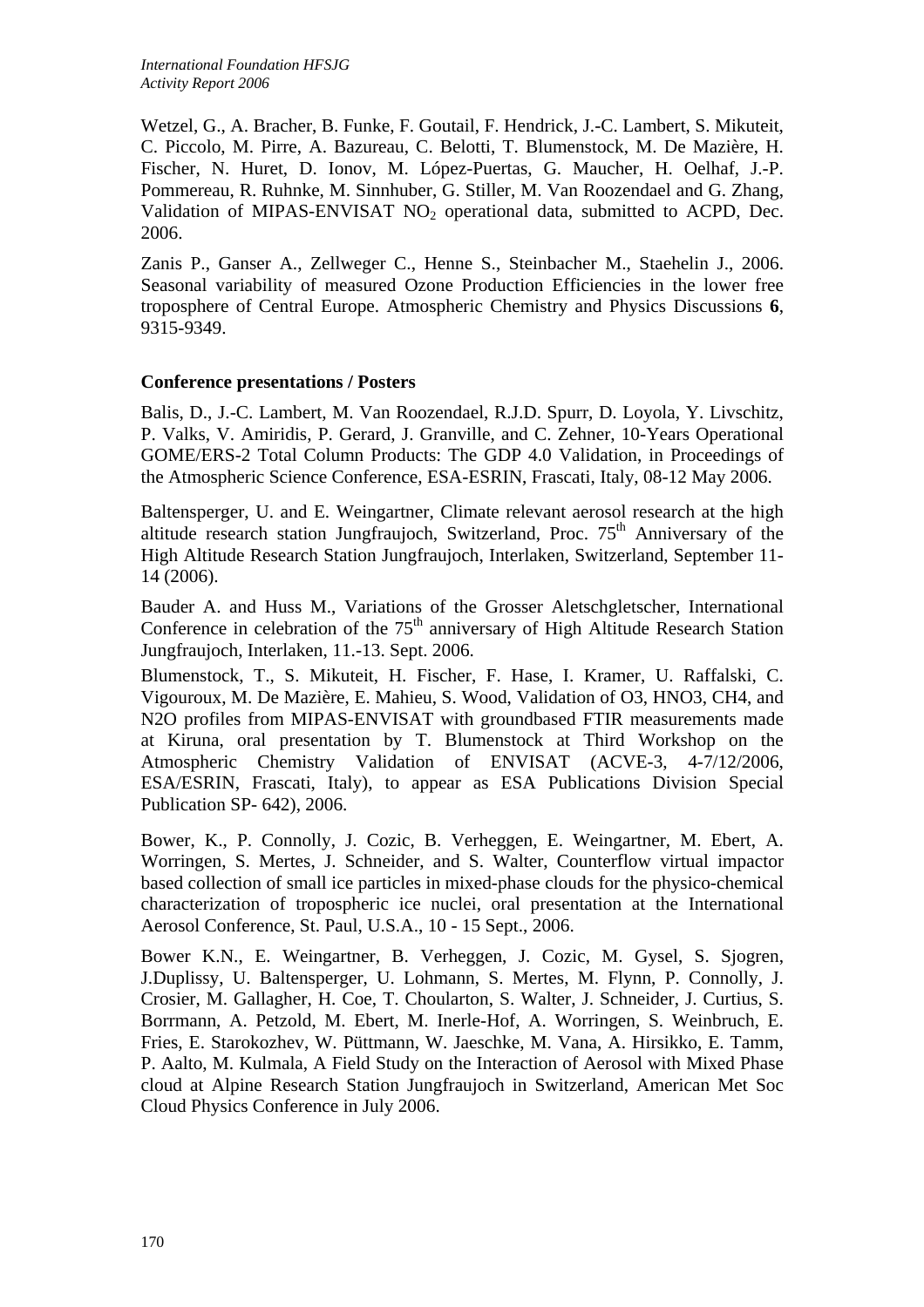Wetzel, G., A. Bracher, B. Funke, F. Goutail, F. Hendrick, J.-C. Lambert, S. Mikuteit, C. Piccolo, M. Pirre, A. Bazureau, C. Belotti, T. Blumenstock, M. De Mazière, H. Fischer, N. Huret, D. Ionov, M. López-Puertas, G. Maucher, H. Oelhaf, J.-P. Pommereau, R. Ruhnke, M. Sinnhuber, G. Stiller, M. Van Roozendael and G. Zhang, Validation of MIPAS-ENVISAT $NO_2$ operational data, submitted to ACPD, Dec. 2006.

Zanis P., Ganser A., Zellweger C., Henne S., Steinbacher M., Staehelin J., 2006. Seasonal variability of measured Ozone Production Efficiencies in the lower free troposphere of Central Europe. Atmospheric Chemistry and Physics Discussions **6**, 9315-9349.

### Conference presentations / Posters

Balis, D., J.-C. Lambert, M. Van Roozendael, R.J.D. Spurr, D. Loyola, Y. Livschitz, P. Valks, V. Amiridis, P. Gerard, J. Granville, and C. Zehner, 10-Years Operational GOME/ERS-2 Total Column Products: The GDP 4.0 Validation, in Proceedings of the Atmospheric Science Conference, ESA-ESRIN, Frascati, Italy, 08-12 May 2006.

Baltensperger, U. and E. Weingartner, Climate relevant aerosol research at the high altitude research station Jungfraujoch, Switzerland, Proc. 75th Anniversary of the High Altitude Research Station Jungfraujoch, Interlaken, Switzerland, September 11-14 (2006).

Bauder A. and Huss M., Variations of the Grosser Aletschgletscher, International Conference in celebration of the 75th anniversary of High Altitude Research Station Jungfraujoch, Interlaken, 11.-13. Sept. 2006.

Blumenstock, T., S. Mikuteit, H. Fischer, F. Hase, I. Kramer, U. Raffalski, C. Vigouroux, M. De Mazière, E. Mahieu, S. Wood, Validation of O3, HNO3, CH4, and N2O profiles from MIPAS-ENVISAT with groundbased FTIR measurements made at Kiruna, oral presentation by T. Blumenstock at Third Workshop on the Atmospheric Chemistry Validation of ENVISAT (ACVE-3, 4-7/12/2006, ESA/ESRIN, Frascati, Italy), to appear as ESA Publications Division Special Publication SP- 642), 2006.

Bower, K., P. Connolly, J. Cozic, B. Verheggen, E. Weingartner, M. Ebert, A. Worringen, S. Mertes, J. Schneider, and S. Walter, Counterflow virtual impactor based collection of small ice particles in mixed-phase clouds for the physico-chemical characterization of tropospheric ice nuclei, oral presentation at the International Aerosol Conference, St. Paul, U.S.A., 10 - 15 Sept., 2006.

Bower K.N., E. Weingartner, B. Verheggen, J. Cozic, M. Gysel, S. Sjogren, J.Duplissy, U. Baltensperger, U. Lohmann, S. Mertes, M. Flynn, P. Connolly, J. Crosier, M. Gallagher, H. Coe, T. Choularton, S. Walter, J. Schneider, J. Curtius, S. Borrmann, A. Petzold, M. Ebert, M. Inerle-Hof, A. Worringen, S. Weinbruch, E. Fries, E. Starokozhev, W. Püttmann, W. Jaeschke, M. Vana, A. Hirsikko, E. Tamm, P. Aalto, M. Kulmala, A Field Study on the Interaction of Aerosol with Mixed Phase cloud at Alpine Research Station Jungfraujoch in Switzerland, American Met Soc Cloud Physics Conference in July 2006.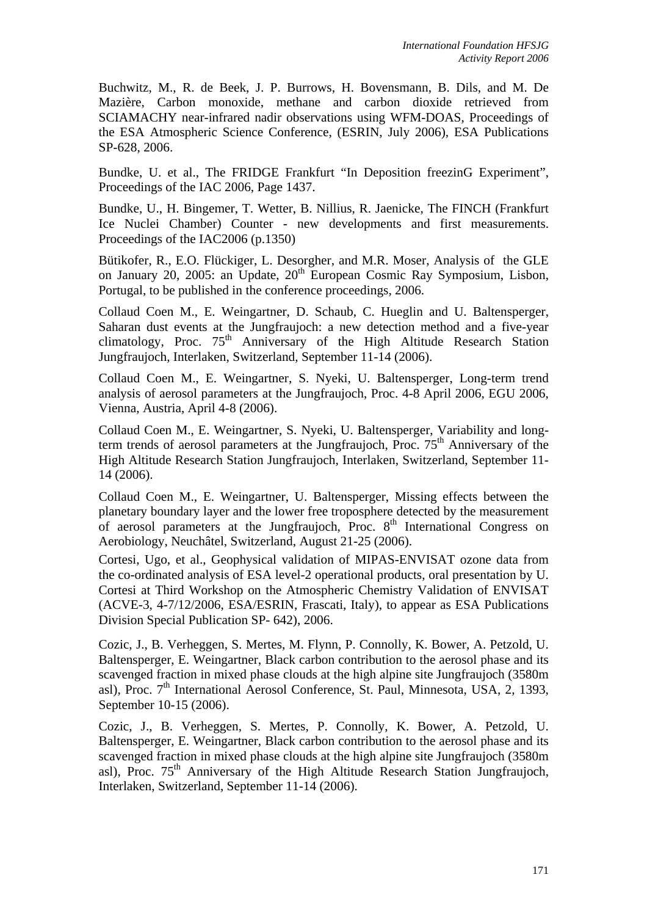Buchwitz, M., R. de Beek, J. P. Burrows, H. Bovensmann, B. Dils, and M. De Mazière, Carbon monoxide, methane and carbon dioxide retrieved from SCIAMACHY near-infrared nadir observations using WFM-DOAS, Proceedings of the ESA Atmospheric Science Conference, (ESRIN, July 2006), ESA Publications SP-628, 2006.

Bundke, U. et al., The FRIDGE Frankfurt "In Deposition freezinG Experiment", Proceedings of the IAC 2006, Page 1437.

Bundke, U., H. Bingemer, T. Wetter, B. Nillius, R. Jaenicke, The FINCH (Frankfurt Ice Nuclei Chamber) Counter - new developments and first measurements. Proceedings of the IAC2006 (p.1350)

Bütikofer, R., E.O. Flückiger, L. Desorgher, and M.R. Moser, Analysis of the GLE on January 20, 2005: an Update, 20th European Cosmic Ray Symposium, Lisbon, Portugal, to be published in the conference proceedings, 2006.

Collaud Coen M., E. Weingartner, D. Schaub, C. Hueglin and U. Baltensperger, Saharan dust events at the Jungfraujoch: a new detection method and a five-year climatology, Proc. 75th Anniversary of the High Altitude Research Station Jungfraujoch, Interlaken, Switzerland, September 11-14 (2006).

Collaud Coen M., E. Weingartner, S. Nyeki, U. Baltensperger, Long-term trend analysis of aerosol parameters at the Jungfraujoch, Proc. 4-8 April 2006, EGU 2006, Vienna, Austria, April 4-8 (2006).

Collaud Coen M., E. Weingartner, S. Nyeki, U. Baltensperger, Variability and long-term trends of aerosol parameters at the Jungfraujoch, Proc. 75th Anniversary of the High Altitude Research Station Jungfraujoch, Interlaken, Switzerland, September 11-14 (2006).

Collaud Coen M., E. Weingartner, U. Baltensperger, Missing effects between the planetary boundary layer and the lower free troposphere detected by the measurement of aerosol parameters at the Jungfraujoch, Proc. 8th International Congress on Aerobiology, Neuchâtel, Switzerland, August 21-25 (2006).

Cortesi, Ugo, et al., Geophysical validation of MIPAS-ENVISAT ozone data from the co-ordinated analysis of ESA level-2 operational products, oral presentation by U. Cortesi at Third Workshop on the Atmospheric Chemistry Validation of ENVISAT (ACVE-3, 4-7/12/2006, ESA/ESRIN, Frascati, Italy), to appear as ESA Publications Division Special Publication SP- 642), 2006.

Cozic, J., B. Verheggen, S. Mertes, M. Flynn, P. Connolly, K. Bower, A. Petzold, U. Baltensperger, E. Weingartner, Black carbon contribution to the aerosol phase and its scavenged fraction in mixed phase clouds at the high alpine site Jungfraujoch (3580m asl), Proc. 7th International Aerosol Conference, St. Paul, Minnesota, USA, 2, 1393, September 10-15 (2006).

Cozic, J., B. Verheggen, S. Mertes, P. Connolly, K. Bower, A. Petzold, U. Baltensperger, E. Weingartner, Black carbon contribution to the aerosol phase and its scavenged fraction in mixed phase clouds at the high alpine site Jungfraujoch (3580m asl), Proc. 75th Anniversary of the High Altitude Research Station Jungfraujoch, Interlaken, Switzerland, September 11-14 (2006).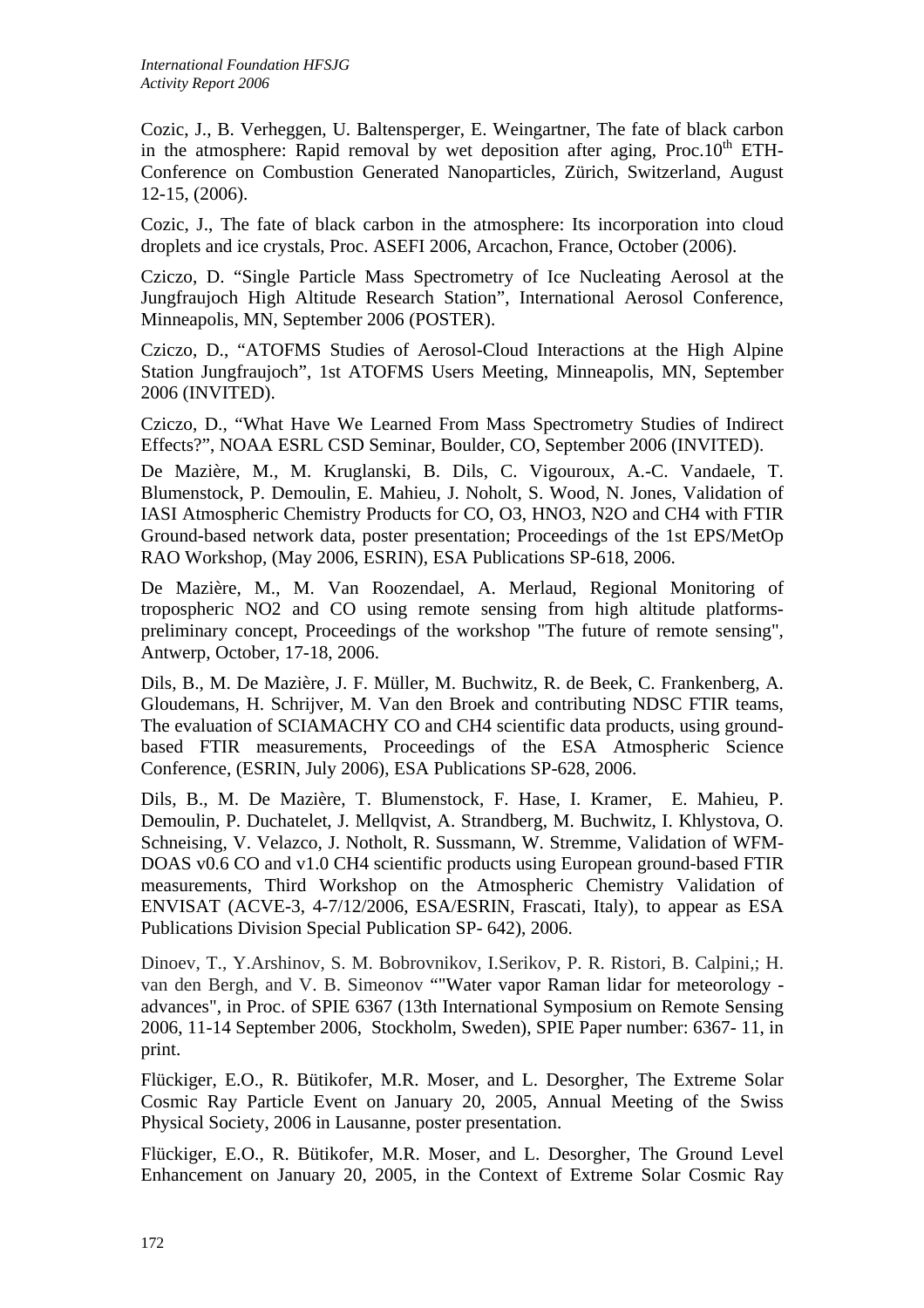Cozic, J., B. Verheggen, U. Baltensperger, E. Weingartner, The fate of black carbon in the atmosphere: Rapid removal by wet deposition after aging, Proc.10th ETH-Conference on Combustion Generated Nanoparticles, Zürich, Switzerland, August 12-15, (2006).

Cozic, J., The fate of black carbon in the atmosphere: Its incorporation into cloud droplets and ice crystals, Proc. ASEFI 2006, Arcachon, France, October (2006).

Cziczo, D. "Single Particle Mass Spectrometry of Ice Nucleating Aerosol at the Jungfraujoch High Altitude Research Station", International Aerosol Conference, Minneapolis, MN, September 2006 (POSTER).

Cziczo, D., "ATOFMS Studies of Aerosol-Cloud Interactions at the High Alpine Station Jungfraujoch", 1st ATOFMS Users Meeting, Minneapolis, MN, September 2006 (INVITED).

Cziczo, D., "What Have We Learned From Mass Spectrometry Studies of Indirect Effects?", NOAA ESRL CSD Seminar, Boulder, CO, September 2006 (INVITED).

De Mazière, M., M. Kruglanski, B. Dils, C. Vigouroux, A.-C. Vandaele, T. Blumenstock, P. Demoulin, E. Mahieu, J. Noholt, S. Wood, N. Jones, Validation of IASI Atmospheric Chemistry Products for CO, O3, HNO3, N2O and CH4 with FTIR Ground-based network data, poster presentation; Proceedings of the 1st EPS/MetOp RAO Workshop, (May 2006, ESRIN), ESA Publications SP-618, 2006.

De Mazière, M., M. Van Roozendael, A. Merlaud, Regional Monitoring of tropospheric NO2 and CO using remote sensing from high altitude platforms-preliminary concept, Proceedings of the workshop "The future of remote sensing", Antwerp, October, 17-18, 2006.

Dils, B., M. De Mazière, J. F. Müller, M. Buchwitz, R. de Beek, C. Frankenberg, A. Gloudemans, H. Schrijver, M. Van den Broek and contributing NDSC FTIR teams, The evaluation of SCIAMACHY CO and CH4 scientific data products, using ground-based FTIR measurements, Proceedings of the ESA Atmospheric Science Conference, (ESRIN, July 2006), ESA Publications SP-628, 2006.

Dils, B., M. De Mazière, T. Blumenstock, F. Hase, I. Kramer, E. Mahieu, P. Demoulin, P. Duchatelet, J. Mellqvist, A. Strandberg, M. Buchwitz, I. Khlystova, O. Schneising, V. Velazco, J. Notholt, R. Sussmann, W. Stremme, Validation of WFM-DOAS v0.6 CO and v1.0 CH4 scientific products using European ground-based FTIR measurements, Third Workshop on the Atmospheric Chemistry Validation of ENVISAT (ACVE-3, 4-7/12/2006, ESA/ESRIN, Frascati, Italy), to appear as ESA Publications Division Special Publication SP- 642), 2006.

Dinoev, T., Y.Arshinov, S. M. Bobrovnikov, I.Serikov, P. R. Ristori, B. Calpini,; H. van den Bergh, and V. B. Simeonov ""Water vapor Raman lidar for meteorology - advances", in Proc. of SPIE 6367 (13th International Symposium on Remote Sensing 2006, 11-14 September 2006, Stockholm, Sweden), SPIE Paper number: 6367- 11, in print.

Flückiger, E.O., R. Bütikofer, M.R. Moser, and L. Desorgher, The Extreme Solar Cosmic Ray Particle Event on January 20, 2005, Annual Meeting of the Swiss Physical Society, 2006 in Lausanne, poster presentation.

Flückiger, E.O., R. Bütikofer, M.R. Moser, and L. Desorgher, The Ground Level Enhancement on January 20, 2005, in the Context of Extreme Solar Cosmic Ray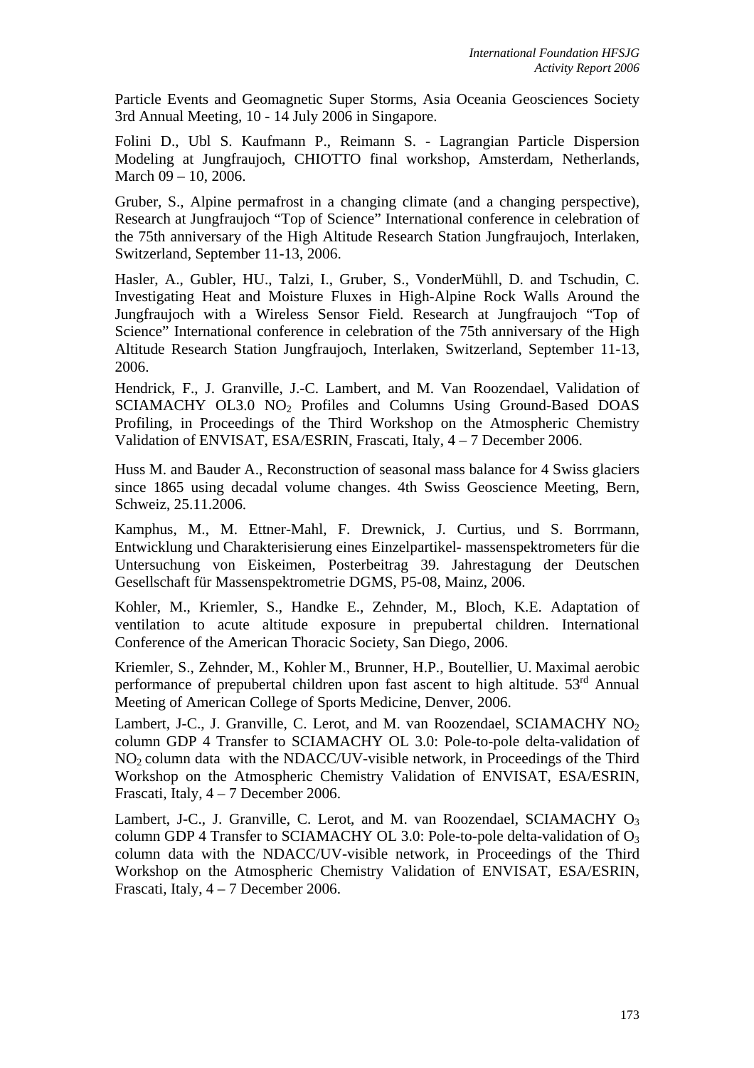Particle Events and Geomagnetic Super Storms, Asia Oceania Geosciences Society 3rd Annual Meeting, 10 - 14 July 2006 in Singapore.

Folini D., Ubl S. Kaufmann P., Reimann S. - Lagrangian Particle Dispersion Modeling at Jungfraujoch, CHIOTTO final workshop, Amsterdam, Netherlands, March 09 – 10, 2006.

Gruber, S., Alpine permafrost in a changing climate (and a changing perspective), Research at Jungfraujoch "Top of Science" International conference in celebration of the 75th anniversary of the High Altitude Research Station Jungfraujoch, Interlaken, Switzerland, September 11-13, 2006.

Hasler, A., Gubler, HU., Talzi, I., Gruber, S., VonderMühll, D. and Tschudin, C. Investigating Heat and Moisture Fluxes in High-Alpine Rock Walls Around the Jungfraujoch with a Wireless Sensor Field. Research at Jungfraujoch "Top of Science" International conference in celebration of the 75th anniversary of the High Altitude Research Station Jungfraujoch, Interlaken, Switzerland, September 11-13, 2006.

Hendrick, F., J. Granville, J.-C. Lambert, and M. Van Roozendael, Validation of SCIAMACHY OL3.0 $NO_2$ Profiles and Columns Using Ground-Based DOAS Profiling, in Proceedings of the Third Workshop on the Atmospheric Chemistry Validation of ENVISAT, ESA/ESRIN, Frascati, Italy, 4 – 7 December 2006.

Huss M. and Bauder A., Reconstruction of seasonal mass balance for 4 Swiss glaciers since 1865 using decadal volume changes. 4th Swiss Geoscience Meeting, Bern, Schweiz, 25.11.2006.

Kamphus, M., M. Ettner-Mahl, F. Drewnick, J. Curtius, und S. Borrmann, Entwicklung und Charakterisierung eines Einzelpartikel- massenspektrometers für die Untersuchung von Eiskeimen, Posterbeitrag 39. Jahrestagung der Deutschen Gesellschaft für Massenspektrometrie DGMS, P5-08, Mainz, 2006.

Kohler, M., Kriemler, S., Handke E., Zehnder, M., Bloch, K.E. Adaptation of ventilation to acute altitude exposure in prepubertal children. International Conference of the American Thoracic Society, San Diego, 2006.

Kriemler, S., Zehnder, M., Kohler M., Brunner, H.P., Boutellier, U. Maximal aerobic performance of prepubertal children upon fast ascent to high altitude. 53rd Annual Meeting of American College of Sports Medicine, Denver, 2006.

Lambert, J-C., J. Granville, C. Lerot, and M. van Roozendael, SCIAMACHY $NO_2$ column GDP 4 Transfer to SCIAMACHY OL 3.0: Pole-to-pole delta-validation of $NO_2$ column data with the NDACC/UV-visible network, in Proceedings of the Third Workshop on the Atmospheric Chemistry Validation of ENVISAT, ESA/ESRIN, Frascati, Italy, 4 – 7 December 2006.

Lambert, J-C., J. Granville, C. Lerot, and M. van Roozendael, SCIAMACHY $O_3$ column GDP 4 Transfer to SCIAMACHY OL 3.0: Pole-to-pole delta-validation of $O_3$ column data with the NDACC/UV-visible network, in Proceedings of the Third Workshop on the Atmospheric Chemistry Validation of ENVISAT, ESA/ESRIN, Frascati, Italy, 4 – 7 December 2006.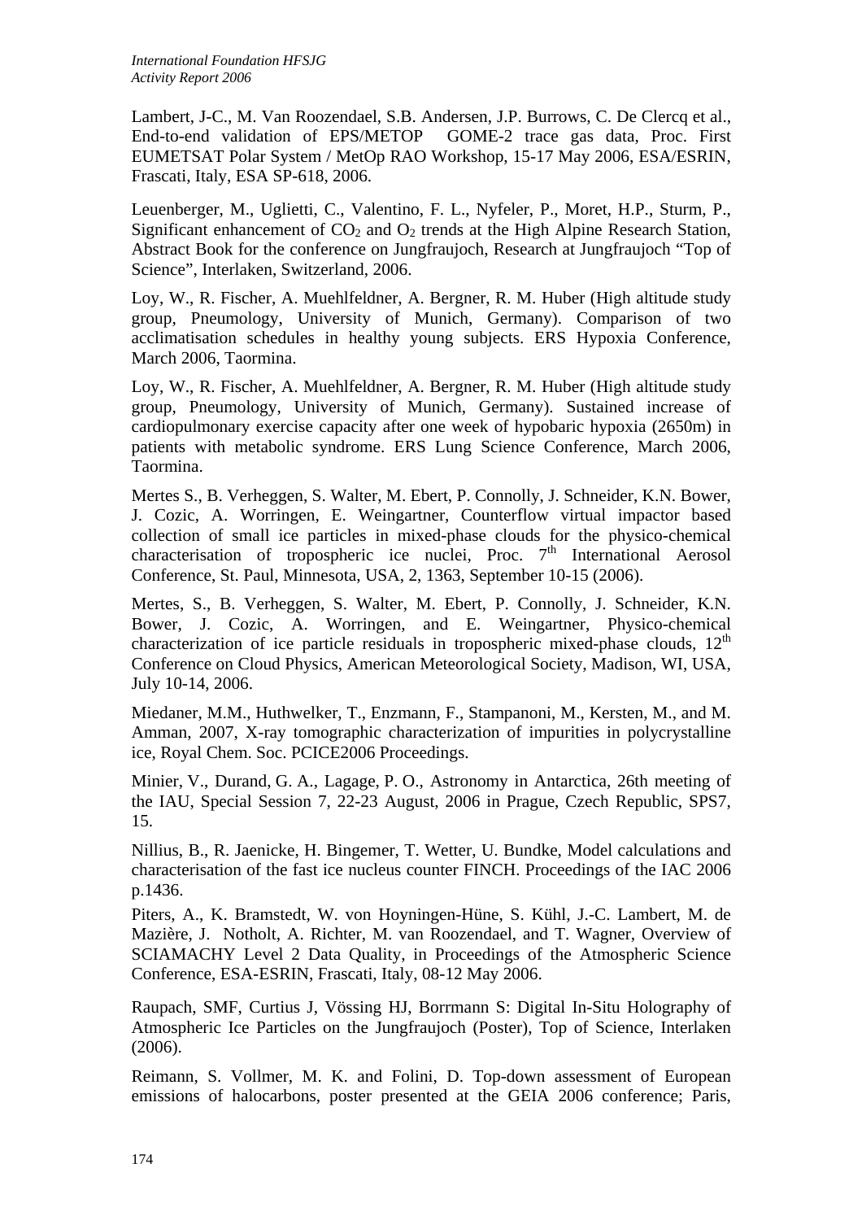Lambert, J-C., M. Van Roozendael, S.B. Andersen, J.P. Burrows, C. De Clercq et al., End-to-end validation of EPS/METOP GOME-2 trace gas data, Proc. First EUMETSAT Polar System / MetOp RAO Workshop, 15-17 May 2006, ESA/ESRIN, Frascati, Italy, ESA SP-618, 2006.

Leuenberger, M., Uglietti, C., Valentino, F. L., Nyfeler, P., Moret, H.P., Sturm, P., Significant enhancement of $CO_2$ and $O_2$ trends at the High Alpine Research Station, Abstract Book for the conference on Jungfraujoch, Research at Jungfraujoch "Top of Science", Interlaken, Switzerland, 2006.

Loy, W., R. Fischer, A. Muehlfeldner, A. Bergner, R. M. Huber (High altitude study group, Pneumology, University of Munich, Germany). Comparison of two acclimatisation schedules in healthy young subjects. ERS Hypoxia Conference, March 2006, Taormina.

Loy, W., R. Fischer, A. Muehlfeldner, A. Bergner, R. M. Huber (High altitude study group, Pneumology, University of Munich, Germany). Sustained increase of cardiopulmonary exercise capacity after one week of hypobaric hypoxia (2650m) in patients with metabolic syndrome. ERS Lung Science Conference, March 2006, Taormina.

Mertes S., B. Verheggen, S. Walter, M. Ebert, P. Connolly, J. Schneider, K.N. Bower, J. Cozic, A. Worringen, E. Weingartner, Counterflow virtual impactor based collection of small ice particles in mixed-phase clouds for the physico-chemical characterisation of tropospheric ice nuclei, Proc. 7th International Aerosol Conference, St. Paul, Minnesota, USA, 2, 1363, September 10-15 (2006).

Mertes, S., B. Verheggen, S. Walter, M. Ebert, P. Connolly, J. Schneider, K.N. Bower, J. Cozic, A. Worringen, and E. Weingartner, Physico-chemical characterization of ice particle residuals in tropospheric mixed-phase clouds, 12th Conference on Cloud Physics, American Meteorological Society, Madison, WI, USA, July 10-14, 2006.

Miedaner, M.M., Huthwelker, T., Enzmann, F., Stampanoni, M., Kersten, M., and M. Amman, 2007, X-ray tomographic characterization of impurities in polycrystalline ice, Royal Chem. Soc. PCICE2006 Proceedings.

Minier, V., Durand, G. A., Lagage, P. O., Astronomy in Antarctica, 26th meeting of the IAU, Special Session 7, 22-23 August, 2006 in Prague, Czech Republic, SPS7, 15.

Nillius, B., R. Jaenicke, H. Bingemer, T. Wetter, U. Bundke, Model calculations and characterisation of the fast ice nucleus counter FINCH. Proceedings of the IAC 2006 p.1436.

Piters, A., K. Bramstedt, W. von Hoyningen-Hüne, S. Kühl, J.-C. Lambert, M. de Mazière, J. Notholt, A. Richter, M. van Roozendael, and T. Wagner, Overview of SCIAMACHY Level 2 Data Quality, in Proceedings of the Atmospheric Science Conference, ESA-ESRIN, Frascati, Italy, 08-12 May 2006.

Raupach, SMF, Curtius J, Vössing HJ, Borrmann S: Digital In-Situ Holography of Atmospheric Ice Particles on the Jungfraujoch (Poster), Top of Science, Interlaken (2006).

Reimann, S. Vollmer, M. K. and Folini, D. Top-down assessment of European emissions of halocarbons, poster presented at the GEIA 2006 conference; Paris,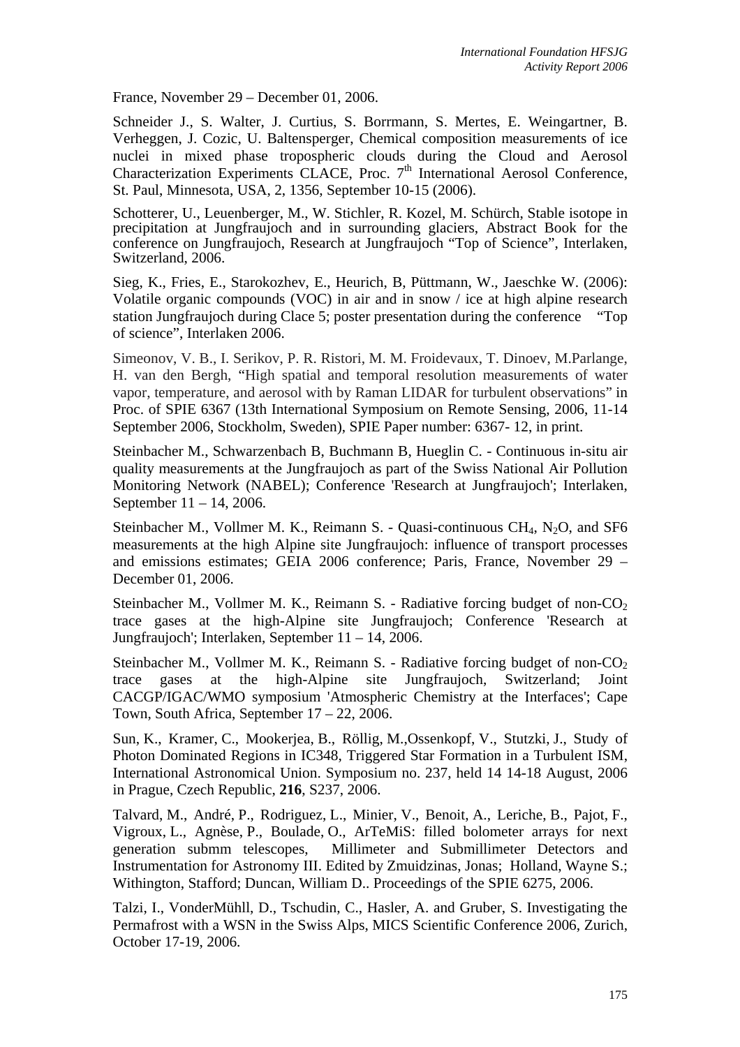France, November 29 – December 01, 2006.

Schneider J., S. Walter, J. Curtius, S. Borrmann, S. Mertes, E. Weingartner, B. Verheggen, J. Cozic, U. Baltensperger, Chemical composition measurements of ice nuclei in mixed phase tropospheric clouds during the Cloud and Aerosol Characterization Experiments CLACE, Proc. 7$^{th}$ International Aerosol Conference, St. Paul, Minnesota, USA, 2, 1356, September 10-15 (2006).

Schotterer, U., Leuenberger, M., W. Stichler, R. Kozel, M. Schürch, Stable isotope in precipitation at Jungfraujoch and in surrounding glaciers, Abstract Book for the conference on Jungfraujoch, Research at Jungfraujoch "Top of Science", Interlaken, Switzerland, 2006.

Sieg, K., Fries, E., Starokozhev, E., Heurich, B, Püttmann, W., Jaeschke W. (2006): Volatile organic compounds (VOC) in air and in snow / ice at high alpine research station Jungfraujoch during Clace 5; poster presentation during the conference "Top of science", Interlaken 2006.

Simeonov, V. B., I. Serikov, P. R. Ristori, M. M. Froidevaux, T. Dinoev, M.Parlange, H. van den Bergh, "High spatial and temporal resolution measurements of water vapor, temperature, and aerosol with by Raman LIDAR for turbulent observations" in Proc. of SPIE 6367 (13th International Symposium on Remote Sensing, 2006, 11-14 September 2006, Stockholm, Sweden), SPIE Paper number: 6367- 12, in print.

Steinbacher M., Schwarzenbach B, Buchmann B, Hueglin C. - Continuous in-situ air quality measurements at the Jungfraujoch as part of the Swiss National Air Pollution Monitoring Network (NABEL); Conference 'Research at Jungfraujoch'; Interlaken, September 11 – 14, 2006.

Steinbacher M., Vollmer M. K., Reimann S. - Quasi-continuous $CH_4$, $N_2O$, and SF6 measurements at the high Alpine site Jungfraujoch: influence of transport processes and emissions estimates; GEIA 2006 conference; Paris, France, November 29 – December 01, 2006.

Steinbacher M., Vollmer M. K., Reimann S. - Radiative forcing budget of non-$CO_2$ trace gases at the high-Alpine site Jungfraujoch; Conference 'Research at Jungfraujoch'; Interlaken, September 11 – 14, 2006.

Steinbacher M., Vollmer M. K., Reimann S. - Radiative forcing budget of non-$CO_2$ trace gases at the high-Alpine site Jungfraujoch, Switzerland; Joint CACGP/IGAC/WMO symposium 'Atmospheric Chemistry at the Interfaces'; Cape Town, South Africa, September 17 – 22, 2006.

Sun, K., Kramer, C., Mookerjea, B., Röllig, M.,Ossenkopf, V., Stutzki, J., Study of Photon Dominated Regions in IC348, Triggered Star Formation in a Turbulent ISM, International Astronomical Union. Symposium no. 237, held 14 14-18 August, 2006 in Prague, Czech Republic, **216**, S237, 2006.

Talvard, M., André, P., Rodriguez, L., Minier, V., Benoit, A., Leriche, B., Pajot, F., Vigroux, L., Agnèse, P., Boulade, O., ArTeMiS: filled bolometer arrays for next generation submm telescopes, Millimeter and Submillimeter Detectors and Instrumentation for Astronomy III. Edited by Zmuidzinas, Jonas; Holland, Wayne S.; Withington, Stafford; Duncan, William D.. Proceedings of the SPIE 6275, 2006.

Talzi, I., VonderMühll, D., Tschudin, C., Hasler, A. and Gruber, S. Investigating the Permafrost with a WSN in the Swiss Alps, MICS Scientific Conference 2006, Zurich, October 17-19, 2006.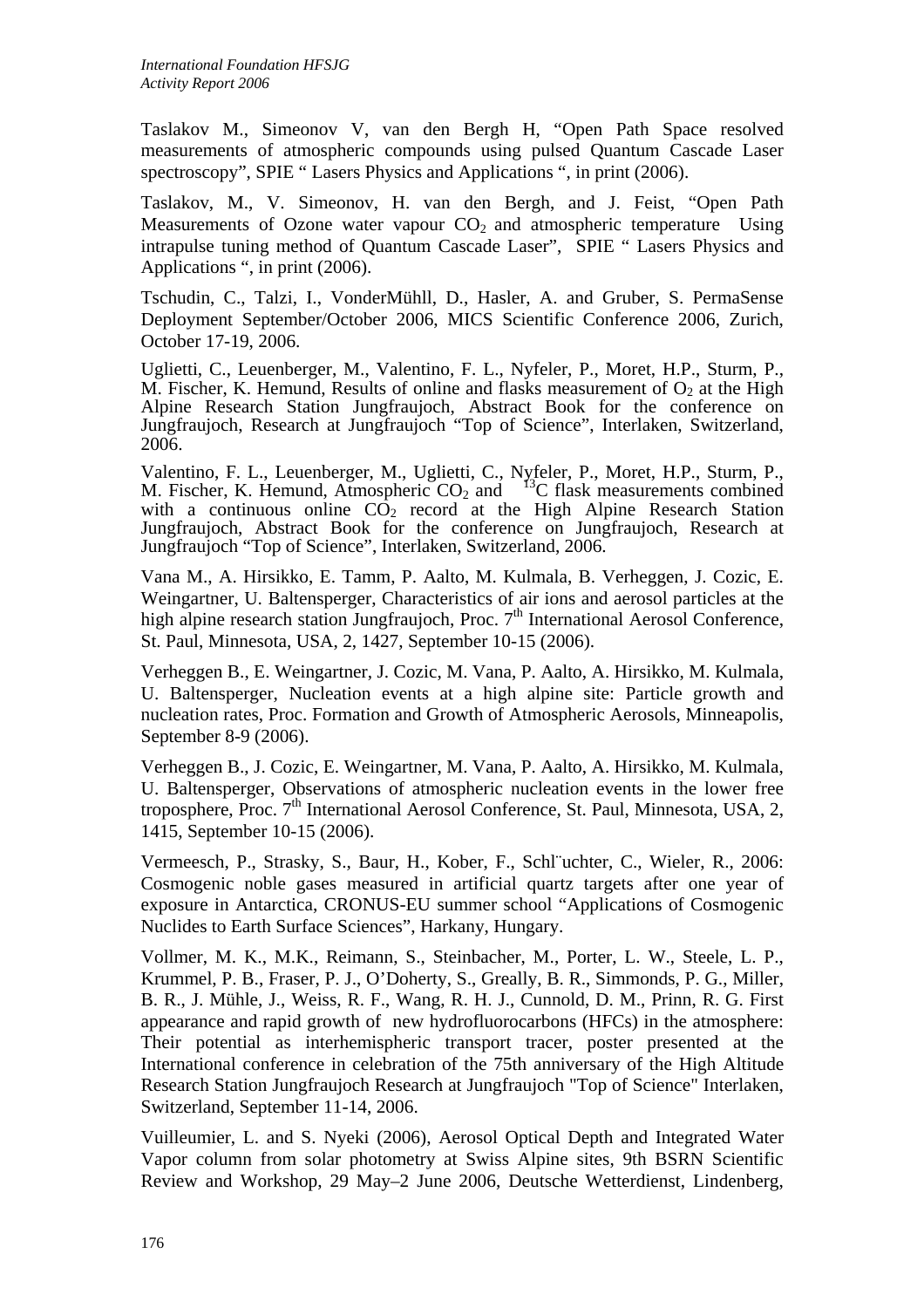Taslakov M., Simeonov V, van den Bergh H, “Open Path Space resolved measurements of atmospheric compounds using pulsed Quantum Cascade Laser spectroscopy”, SPIE “ Lasers Physics and Applications “, in print (2006).

Taslakov, M., V. Simeonov, H. van den Bergh, and J. Feist, “Open Path Measurements of Ozone water vapour $CO_2$ and atmospheric temperature Using intrapulse tuning method of Quantum Cascade Laser”, SPIE “ Lasers Physics and Applications “, in print (2006).

Tschudin, C., Talzi, I., VonderMühll, D., Hasler, A. and Gruber, S. PermaSense Deployment September/October 2006, MICS Scientific Conference 2006, Zurich, October 17-19, 2006.

Uglietti, C., Leuenberger, M., Valentino, F. L., Nyfeler, P., Moret, H.P., Sturm, P., M. Fischer, K. Hemund, Results of online and flasks measurement of $O_2$ at the High Alpine Research Station Jungfraujoch, Abstract Book for the conference on Jungfraujoch, Research at Jungfraujoch “Top of Science”, Interlaken, Switzerland, 2006.

Valentino, F. L., Leuenberger, M., Uglietti, C., Nyfeler, P., Moret, H.P., Sturm, P., M. Fischer, K. Hemund, Atmospheric $CO_2$ and $^{13}C$ flask measurements combined with a continuous online $CO_2$ record at the High Alpine Research Station Jungfraujoch, Abstract Book for the conference on Jungfraujoch, Research at Jungfraujoch “Top of Science”, Interlaken, Switzerland, 2006.

Vana M., A. Hirsikko, E. Tamm, P. Aalto, M. Kulmala, B. Verheggen, J. Cozic, E. Weingartner, U. Baltensperger, Characteristics of air ions and aerosol particles at the high alpine research station Jungfraujoch, Proc. 7th International Aerosol Conference, St. Paul, Minnesota, USA, 2, 1427, September 10-15 (2006).

Verheggen B., E. Weingartner, J. Cozic, M. Vana, P. Aalto, A. Hirsikko, M. Kulmala, U. Baltensperger, Nucleation events at a high alpine site: Particle growth and nucleation rates, Proc. Formation and Growth of Atmospheric Aerosols, Minneapolis, September 8-9 (2006).

Verheggen B., J. Cozic, E. Weingartner, M. Vana, P. Aalto, A. Hirsikko, M. Kulmala, U. Baltensperger, Observations of atmospheric nucleation events in the lower free troposphere, Proc. 7th International Aerosol Conference, St. Paul, Minnesota, USA, 2, 1415, September 10-15 (2006).

Vermeesch, P., Strasky, S., Baur, H., Kober, F., Schl¨uchter, C., Wieler, R., 2006: Cosmogenic noble gases measured in artificial quartz targets after one year of exposure in Antarctica, CRONUS-EU summer school “Applications of Cosmogenic Nuclides to Earth Surface Sciences”, Harkany, Hungary.

Vollmer, M. K., M.K., Reimann, S., Steinbacher, M., Porter, L. W., Steele, L. P., Krummel, P. B., Fraser, P. J., O’Doherty, S., Greally, B. R., Simmonds, P. G., Miller, B. R., J. Mühle, J., Weiss, R. F., Wang, R. H. J., Cunnold, D. M., Prinn, R. G. First appearance and rapid growth of new hydrofluorocarbons (HFCs) in the atmosphere: Their potential as interhemispheric transport tracer, poster presented at the International conference in celebration of the 75th anniversary of the High Altitude Research Station Jungfraujoch Research at Jungfraujoch "Top of Science" Interlaken, Switzerland, September 11-14, 2006.

Vuilleumier, L. and S. Nyeki (2006), Aerosol Optical Depth and Integrated Water Vapor column from solar photometry at Swiss Alpine sites, 9th BSRN Scientific Review and Workshop, 29 May–2 June 2006, Deutsche Wetterdienst, Lindenberg,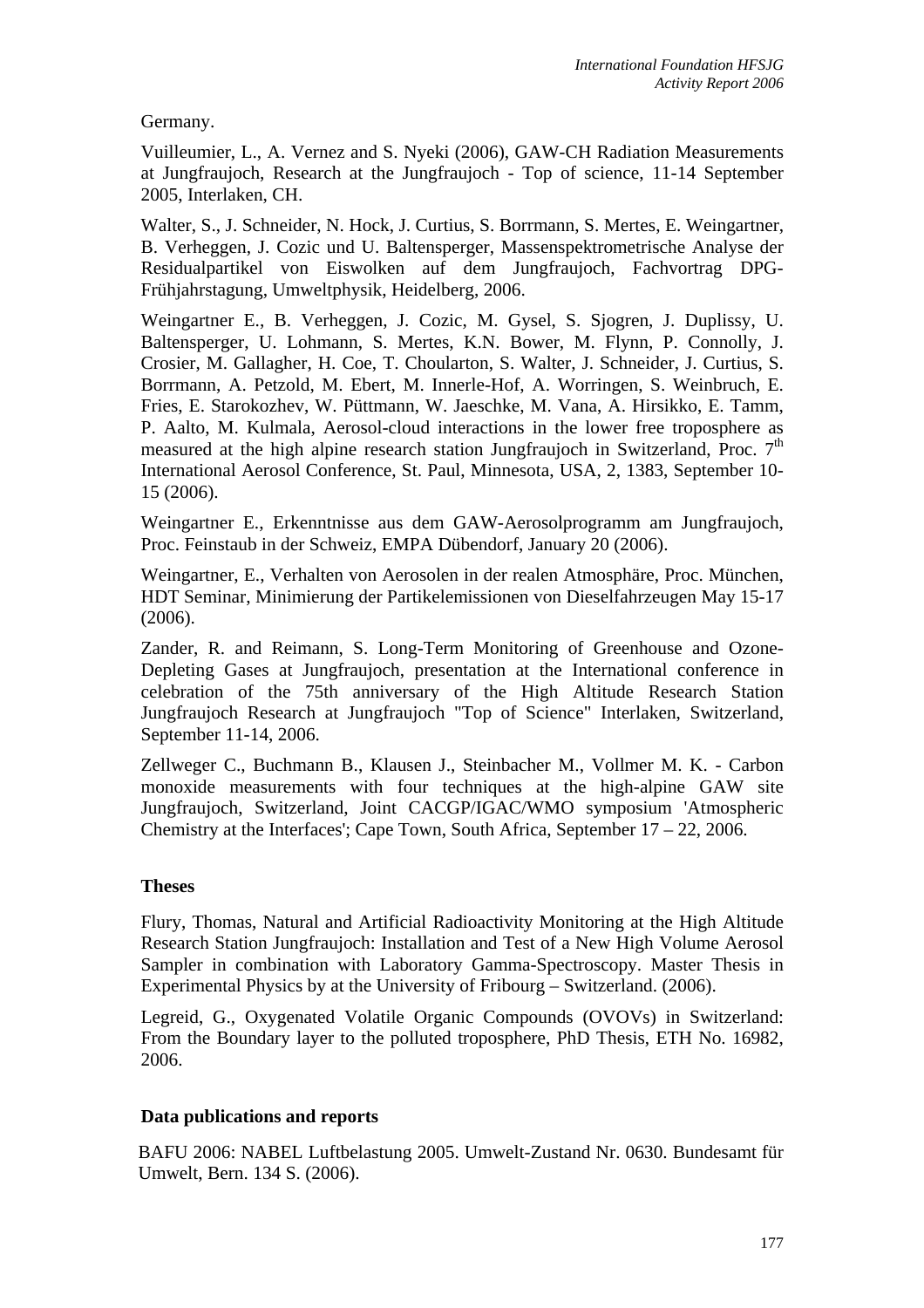Germany.

Vuilleumier, L., A. Vernez and S. Nyeki (2006), GAW-CH Radiation Measurements at Jungfraujoch, Research at the Jungfraujoch - Top of science, 11-14 September 2005, Interlaken, CH.

Walter, S., J. Schneider, N. Hock, J. Curtius, S. Borrmann, S. Mertes, E. Weingartner, B. Verheggen, J. Cozic und U. Baltensperger, Massenspektrometrische Analyse der Residualpartikel von Eiswolken auf dem Jungfraujoch, Fachvortrag DPG-Frühjahrstagung, Umweltphysik, Heidelberg, 2006.

Weingartner E., B. Verheggen, J. Cozic, M. Gysel, S. Sjogren, J. Duplissy, U. Baltensperger, U. Lohmann, S. Mertes, K.N. Bower, M. Flynn, P. Connolly, J. Crosier, M. Gallagher, H. Coe, T. Choularton, S. Walter, J. Schneider, J. Curtius, S. Borrmann, A. Petzold, M. Ebert, M. Innerle-Hof, A. Worringen, S. Weinbruch, E. Fries, E. Starokozhev, W. Püttmann, W. Jaeschke, M. Vana, A. Hirsikko, E. Tamm, P. Aalto, M. Kulmala, Aerosol-cloud interactions in the lower free troposphere as measured at the high alpine research station Jungfraujoch in Switzerland, Proc. 7th International Aerosol Conference, St. Paul, Minnesota, USA, 2, 1383, September 10-15 (2006).

Weingartner E., Erkenntnisse aus dem GAW-Aerosolprogramm am Jungfraujoch, Proc. Feinstaub in der Schweiz, EMPA Dübendorf, January 20 (2006).

Weingartner, E., Verhalten von Aerosolen in der realen Atmosphäre, Proc. München, HDT Seminar, Minimierung der Partikelemissionen von Dieselfahrzeugen May 15-17 (2006).

Zander, R. and Reimann, S. Long-Term Monitoring of Greenhouse and Ozone-Depleting Gases at Jungfraujoch, presentation at the International conference in celebration of the 75th anniversary of the High Altitude Research Station Jungfraujoch Research at Jungfraujoch "Top of Science" Interlaken, Switzerland, September 11-14, 2006.

Zellweger C., Buchmann B., Klausen J., Steinbacher M., Vollmer M. K. - Carbon monoxide measurements with four techniques at the high-alpine GAW site Jungfraujoch, Switzerland, Joint CACGP/IGAC/WMO symposium 'Atmospheric Chemistry at the Interfaces'; Cape Town, South Africa, September 17 – 22, 2006.

### Theses

Flury, Thomas, Natural and Artificial Radioactivity Monitoring at the High Altitude Research Station Jungfraujoch: Installation and Test of a New High Volume Aerosol Sampler in combination with Laboratory Gamma-Spectroscopy. Master Thesis in Experimental Physics by at the University of Fribourg – Switzerland. (2006).

Legreid, G., Oxygenated Volatile Organic Compounds (OVOVs) in Switzerland: From the Boundary layer to the polluted troposphere, PhD Thesis, ETH No. 16982, 2006.

### Data publications and reports

BAFU 2006: NABEL Luftbelastung 2005. Umwelt-Zustand Nr. 0630. Bundesamt für Umwelt, Bern. 134 S. (2006).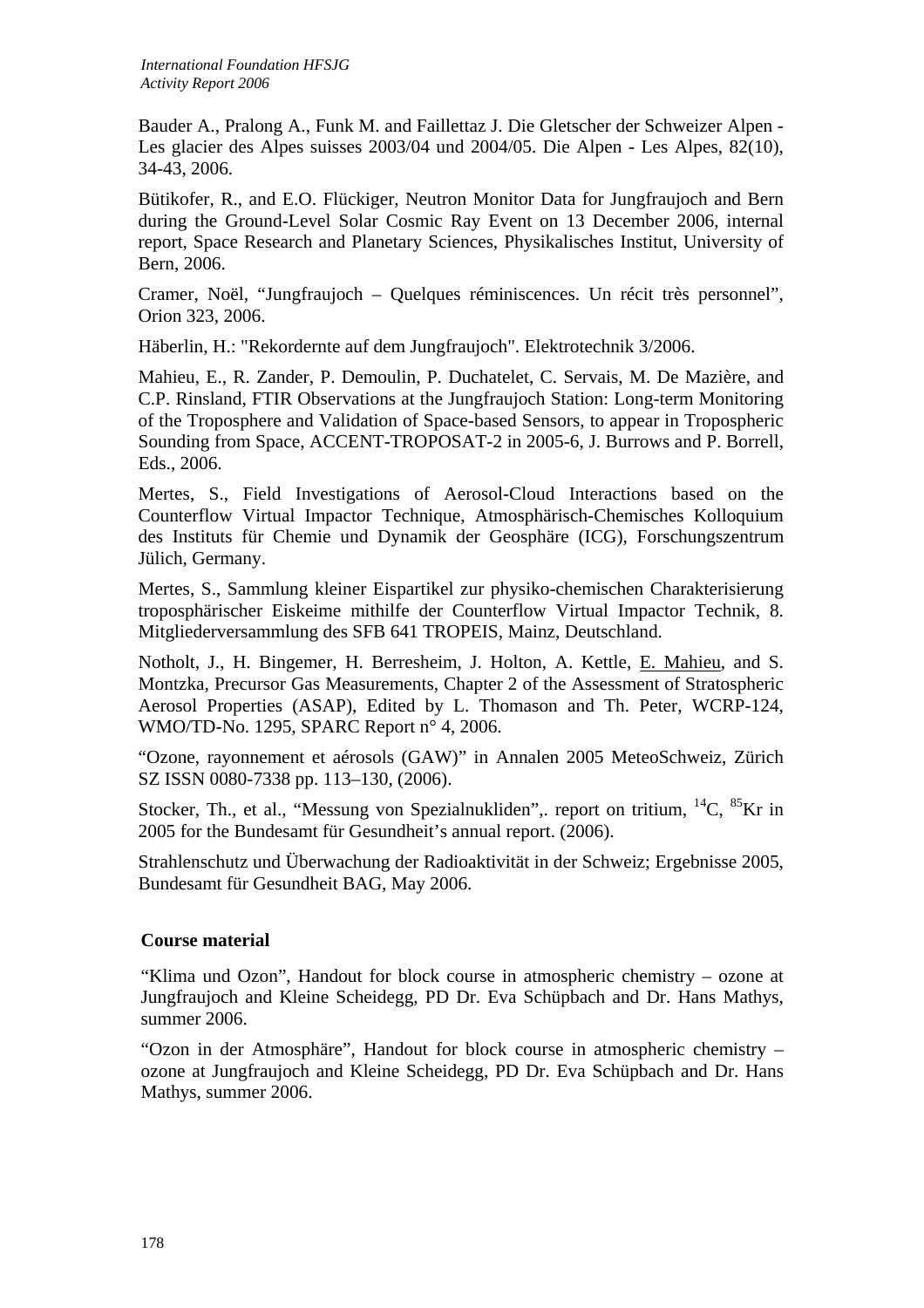Bauder A., Pralong A., Funk M. and Faillettaz J. Die Gletscher der Schweizer Alpen - Les glacier des Alpes suisses 2003/04 und 2004/05. Die Alpen - Les Alpes, 82(10), 34-43, 2006.

Bütikofer, R., and E.O. Flückiger, Neutron Monitor Data for Jungfraujoch and Bern during the Ground-Level Solar Cosmic Ray Event on 13 December 2006, internal report, Space Research and Planetary Sciences, Physikalisches Institut, University of Bern, 2006.

Cramer, Noël, "Jungfraujoch – Quelques réminiscences. Un récit très personnel", Orion 323, 2006.

Häberlin, H.: "Rekordernte auf dem Jungfraujoch". Elektrotechnik 3/2006.

Mahieu, E., R. Zander, P. Demoulin, P. Duchatelet, C. Servais, M. De Mazière, and C.P. Rinsland, FTIR Observations at the Jungfraujoch Station: Long-term Monitoring of the Troposphere and Validation of Space-based Sensors, to appear in Tropospheric Sounding from Space, ACCENT-TROPOSAT-2 in 2005-6, J. Burrows and P. Borrell, Eds., 2006.

Mertes, S., Field Investigations of Aerosol-Cloud Interactions based on the Counterflow Virtual Impactor Technique, Atmosphärisch-Chemisches Kolloquium des Instituts für Chemie und Dynamik der Geosphäre (ICG), Forschungszentrum Jülich, Germany.

Mertes, S., Sammlung kleiner Eispartikel zur physiko-chemischen Charakterisierung troposphärischer Eiskeime mithilfe der Counterflow Virtual Impactor Technik, 8. Mitgliederversammlung des SFB 641 TROPEIS, Mainz, Deutschland.

Notholt, J., H. Bingemer, H. Berresheim, J. Holton, A. Kettle, E. Mahieu, and S. Montzka, Precursor Gas Measurements, Chapter 2 of the Assessment of Stratospheric Aerosol Properties (ASAP), Edited by L. Thomason and Th. Peter, WCRP-124, WMO/TD-No. 1295, SPARC Report n° 4, 2006.

"Ozone, rayonnement et aérosols (GAW)" in Annalen 2005 MeteoSchweiz, Zürich SZ ISSN 0080-7338 pp. 113–130, (2006).

Stocker, Th., et al., "Messung von Spezialnukliden",. report on tritium, $^{14}C$, $^{85}Kr$ in 2005 for the Bundesamt für Gesundheit's annual report. (2006).

Strahlenschutz und Überwachung der Radioaktivität in der Schweiz; Ergebnisse 2005, Bundesamt für Gesundheit BAG, May 2006.

**Course material**

"Klima und Ozon", Handout for block course in atmospheric chemistry – ozone at Jungfraujoch and Kleine Scheidegg, PD Dr. Eva Schüpbach and Dr. Hans Mathys, summer 2006.

"Ozon in der Atmosphäre", Handout for block course in atmospheric chemistry – ozone at Jungfraujoch and Kleine Scheidegg, PD Dr. Eva Schüpbach and Dr. Hans Mathys, summer 2006.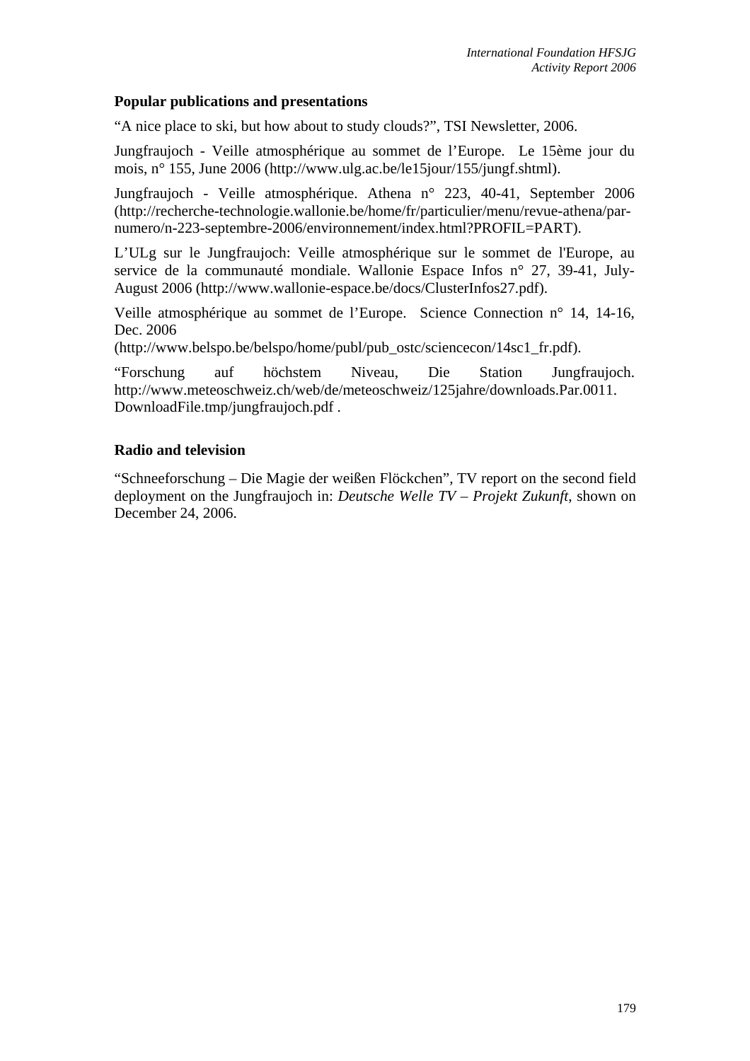### Popular publications and presentations

“A nice place to ski, but how about to study clouds?”, TSI Newsletter, 2006.

Jungfraujoch - Veille atmosphérique au sommet de l’Europe. Le 15ème jour du mois, n° 155, June 2006 (http://www.ulg.ac.be/le15jour/155/jungf.shtml).

Jungfraujoch - Veille atmosphérique. Athena n° 223, 40-41, September 2006 (http://recherche-technologie.wallonie.be/home/fr/particulier/menu/revue-athena/par-numero/n-223-septembre-2006/environnement/index.html?PROFIL=PART).

L’ULg sur le Jungfraujoch: Veille atmosphérique sur le sommet de l'Europe, au service de la communauté mondiale. Wallonie Espace Infos n° 27, 39-41, July-August 2006 (http://www.wallonie-espace.be/docs/ClusterInfos27.pdf).

Veille atmosphérique au sommet de l’Europe. Science Connection n° 14, 14-16, Dec. 2006 (http://www.belspo.be/belspo/home/publ/pub_ostc/sciencecon/14sc1_fr.pdf).

“Forschung auf höchstem Niveau, Die Station Jungfraujoch. http://www.meteoschweiz.ch/web/de/meteoschweiz/125jahre/downloads.Par.0011.DownloadFile.tmp/jungfraujoch.pdf .

### Radio and television

“Schneeforschung – Die Magie der weißen Flöckchen”, TV report on the second field deployment on the Jungfraujoch in: *Deutsche Welle TV – Projekt Zukunft*, shown on December 24, 2006.